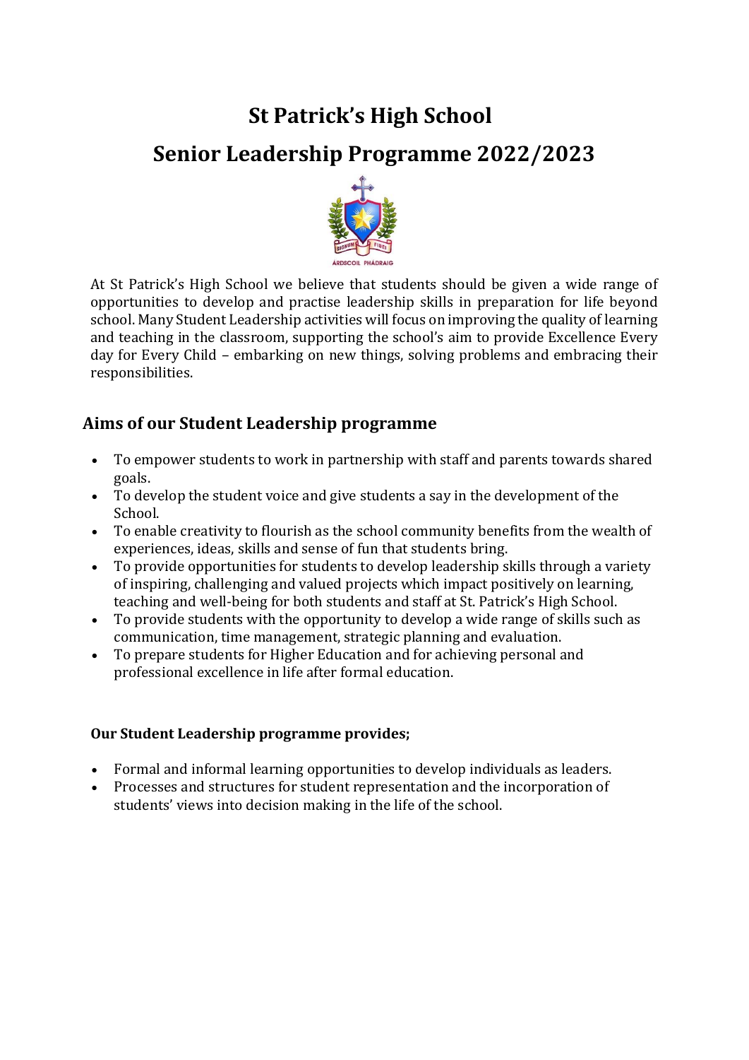# St Patrick's High School

# Senior Leadership Programme 2022/2023

At St Patrick's High School we believe that students should be given a wide range of opportunities to develop and practise leadership skills in preparation for life beyond school. Many Student Leadership activities will focus on improving the quality of learning and teaching in the classroom, supporting the school's aim to provide Excellence Every day for Every Child – embarking on new things, solving problems and embracing their responsibilities.

## Aims of our Student Leadership programme

- To empower students to work in partnership with staff and parents towards shared goals.
- To develop the student voice and give students a say in the development of the School.
- To enable creativity to flourish as the school community benefits from the wealth of experiences, ideas, skills and sense of fun that students bring.
- To provide opportunities for students to develop leadership skills through a variety of inspiring, challenging and valued projects which impact positively on learning, teaching and well-being for both students and staff at St. Patrick's High School.
- To provide students with the opportunity to develop a wide range of skills such as communication, time management, strategic planning and evaluation.
- To prepare students for Higher Education and for achieving personal and professional excellence in life after formal education.

**Our Student Leadership programme provides;**

- Formal and informal learning opportunities to develop individuals as leaders.
- Processes and structures for student representation and the incorporation of students' views into decision making in the life of the school.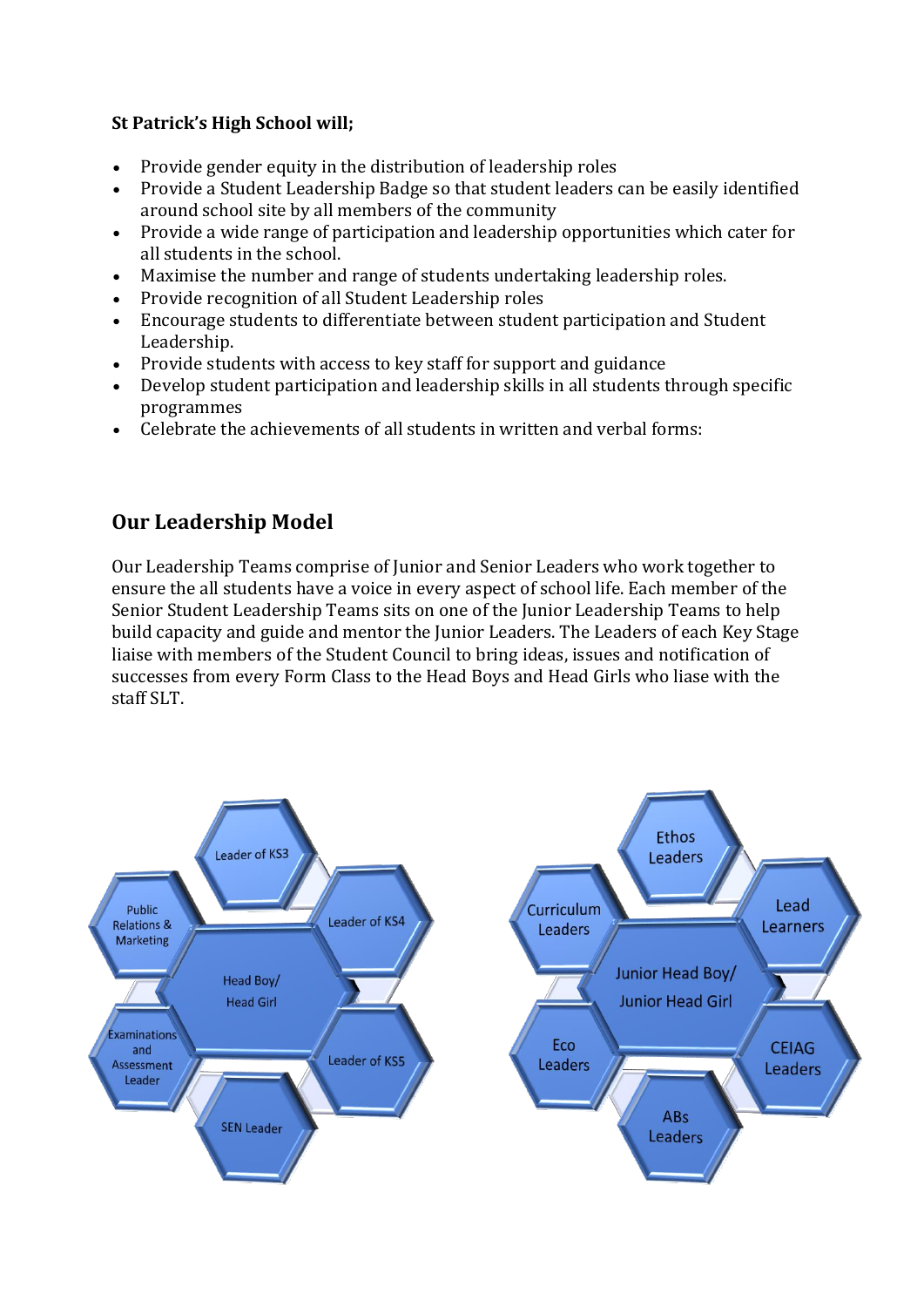**St Patrick's High School will;**

- Provide gender equity in the distribution of leadership roles
- Provide a Student Leadership Badge so that student leaders can be easily identified around school site by all members of the community
- Provide a wide range of participation and leadership opportunities which cater for all students in the school.
- Maximise the number and range of students undertaking leadership roles.
- Provide recognition of all Student Leadership roles
- Encourage students to differentiate between student participation and Student Leadership.
- Provide students with access to key staff for support and guidance
- Develop student participation and leadership skills in all students through specific programmes
- Celebrate the achievements of all students in written and verbal forms:

## Our Leadership Model

Our Leadership Teams comprise of Junior and Senior Leaders who work together to ensure the all students have a voice in every aspect of school life. Each member of the Senior Student Leadership Teams sits on one of the Junior Leadership Teams to help build capacity and guide and mentor the Junior Leaders. The Leaders of each Key Stage liaise with members of the Student Council to bring ideas, issues and notification of successes from every Form Class to the Head Boys and Head Girls who liase with the staff SLT.

Leader of KS3
Public Relations & Marketing
Leader of KS4
Head Boy/ Head Girl
Examinations and Assessment Leader
Leader of KS5
SEN Leader

Ethos Leaders
Curriculum Leaders
Lead Learners
Junior Head Boy/ Junior Head Girl
Eco Leaders
CEIAG Leaders
ABs Leaders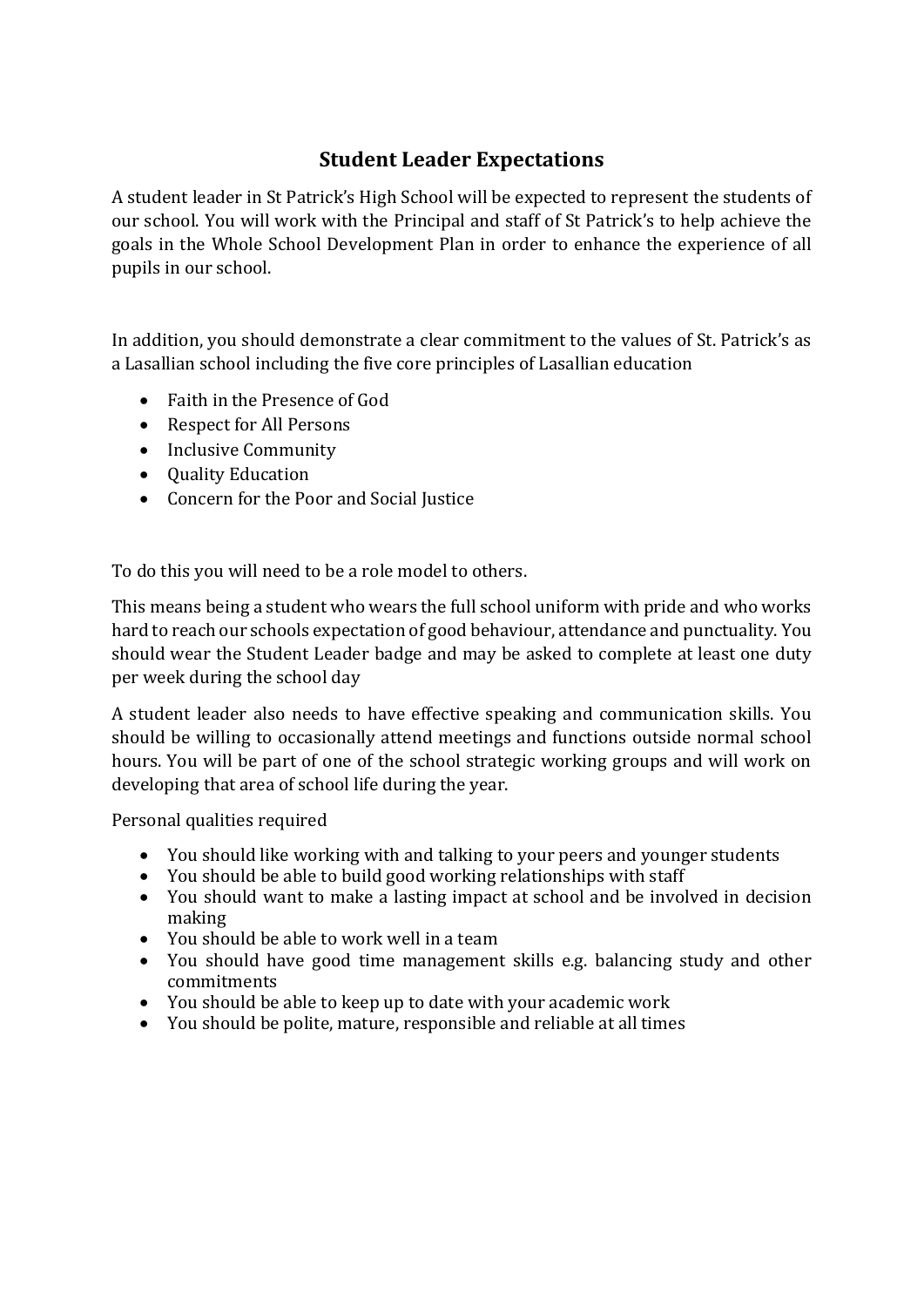# Student Leader Expectations

A student leader in St Patrick's High School will be expected to represent the students of our school. You will work with the Principal and staff of St Patrick's to help achieve the goals in the Whole School Development Plan in order to enhance the experience of all pupils in our school.

In addition, you should demonstrate a clear commitment to the values of St. Patrick's as a Lasallian school including the five core principles of Lasallian education

- Faith in the Presence of God
- Respect for All Persons
- Inclusive Community
- Quality Education
- Concern for the Poor and Social Justice

To do this you will need to be a role model to others.

This means being a student who wears the full school uniform with pride and who works hard to reach our schools expectation of good behaviour, attendance and punctuality. You should wear the Student Leader badge and may be asked to complete at least one duty per week during the school day

A student leader also needs to have effective speaking and communication skills. You should be willing to occasionally attend meetings and functions outside normal school hours. You will be part of one of the school strategic working groups and will work on developing that area of school life during the year.

Personal qualities required

- You should like working with and talking to your peers and younger students
- You should be able to build good working relationships with staff
- You should want to make a lasting impact at school and be involved in decision making
- You should be able to work well in a team
- You should have good time management skills e.g. balancing study and other commitments
- You should be able to keep up to date with your academic work
- You should be polite, mature, responsible and reliable at all times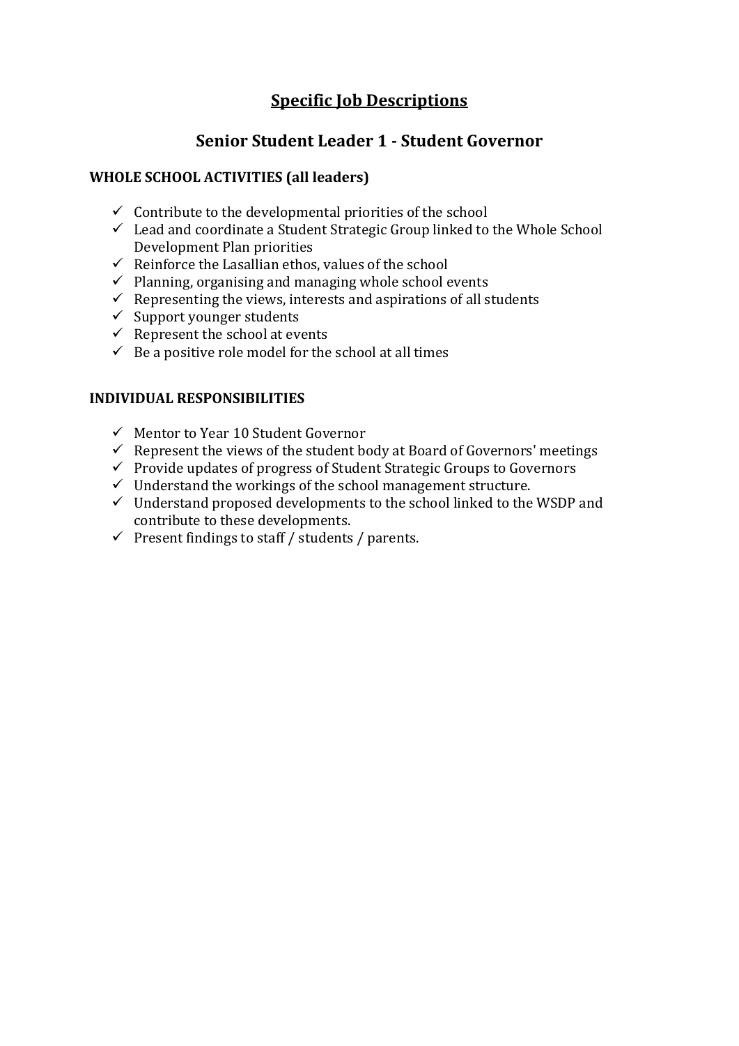# Specific Job Descriptions

## Senior Student Leader 1 - Student Governor

### WHOLE SCHOOL ACTIVITIES (all leaders)

- ✓ Contribute to the developmental priorities of the school
- ✓ Lead and coordinate a Student Strategic Group linked to the Whole School Development Plan priorities
- ✓ Reinforce the Lasallian ethos, values of the school
- ✓ Planning, organising and managing whole school events
- ✓ Representing the views, interests and aspirations of all students
- ✓ Support younger students
- ✓ Represent the school at events
- ✓ Be a positive role model for the school at all times

### INDIVIDUAL RESPONSIBILITIES

- ✓ Mentor to Year 10 Student Governor
- ✓ Represent the views of the student body at Board of Governors' meetings
- ✓ Provide updates of progress of Student Strategic Groups to Governors
- ✓ Understand the workings of the school management structure.
- ✓ Understand proposed developments to the school linked to the WSDP and contribute to these developments.
- ✓ Present findings to staff / students / parents.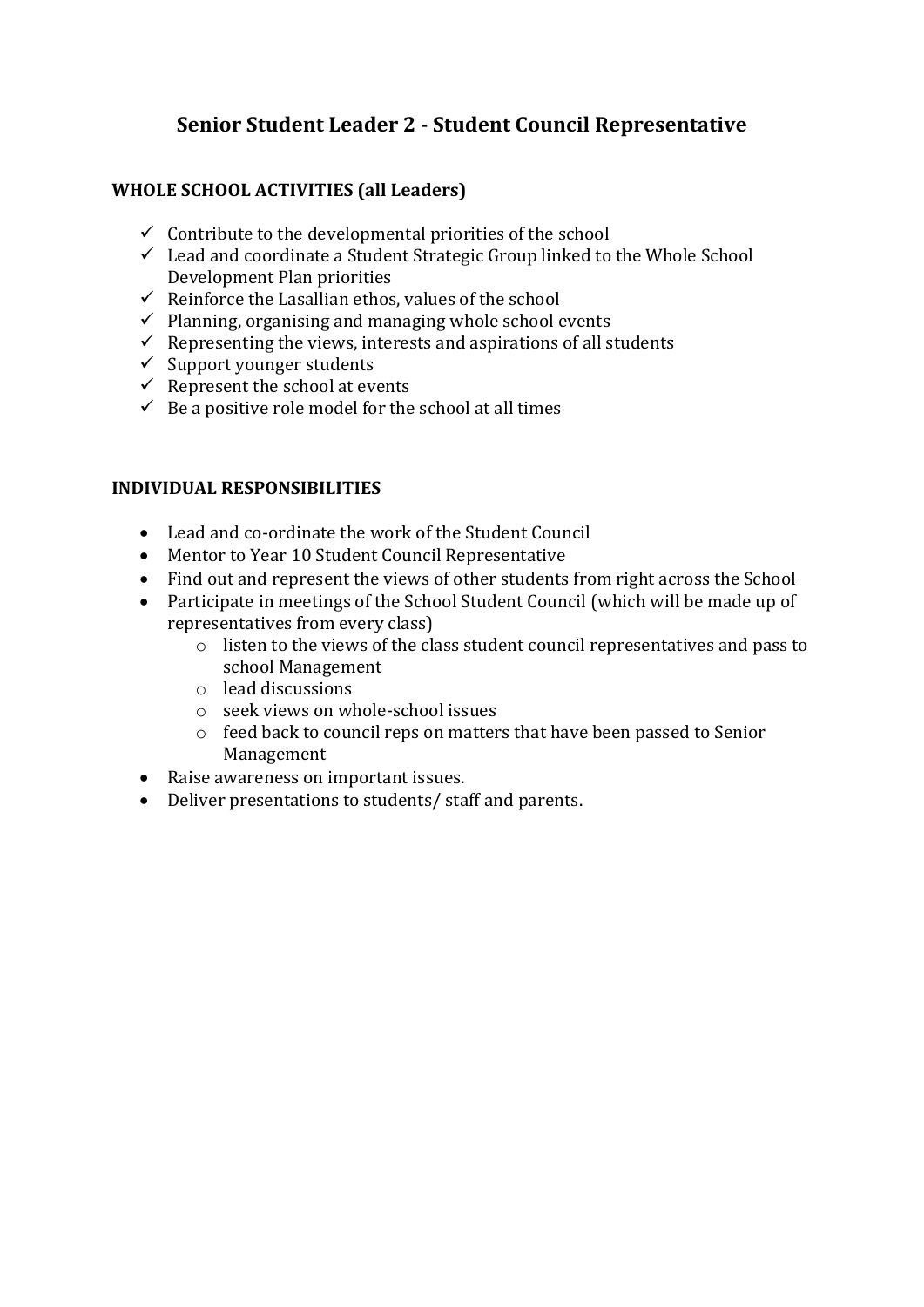# Senior Student Leader 2 - Student Council Representative

**WHOLE SCHOOL ACTIVITIES (all Leaders)**

- ✓ Contribute to the developmental priorities of the school
- ✓ Lead and coordinate a Student Strategic Group linked to the Whole School Development Plan priorities
- ✓ Reinforce the Lasallian ethos, values of the school
- ✓ Planning, organising and managing whole school events
- ✓ Representing the views, interests and aspirations of all students
- ✓ Support younger students
- ✓ Represent the school at events
- ✓ Be a positive role model for the school at all times

**INDIVIDUAL RESPONSIBILITIES**

- Lead and co-ordinate the work of the Student Council
- Mentor to Year 10 Student Council Representative
- Find out and represent the views of other students from right across the School
- Participate in meetings of the School Student Council (which will be made up of representatives from every class)
    - listen to the views of the class student council representatives and pass to school Management
    - lead discussions
    - seek views on whole-school issues
    - feed back to council reps on matters that have been passed to Senior Management
- Raise awareness on important issues.
- Deliver presentations to students/ staff and parents.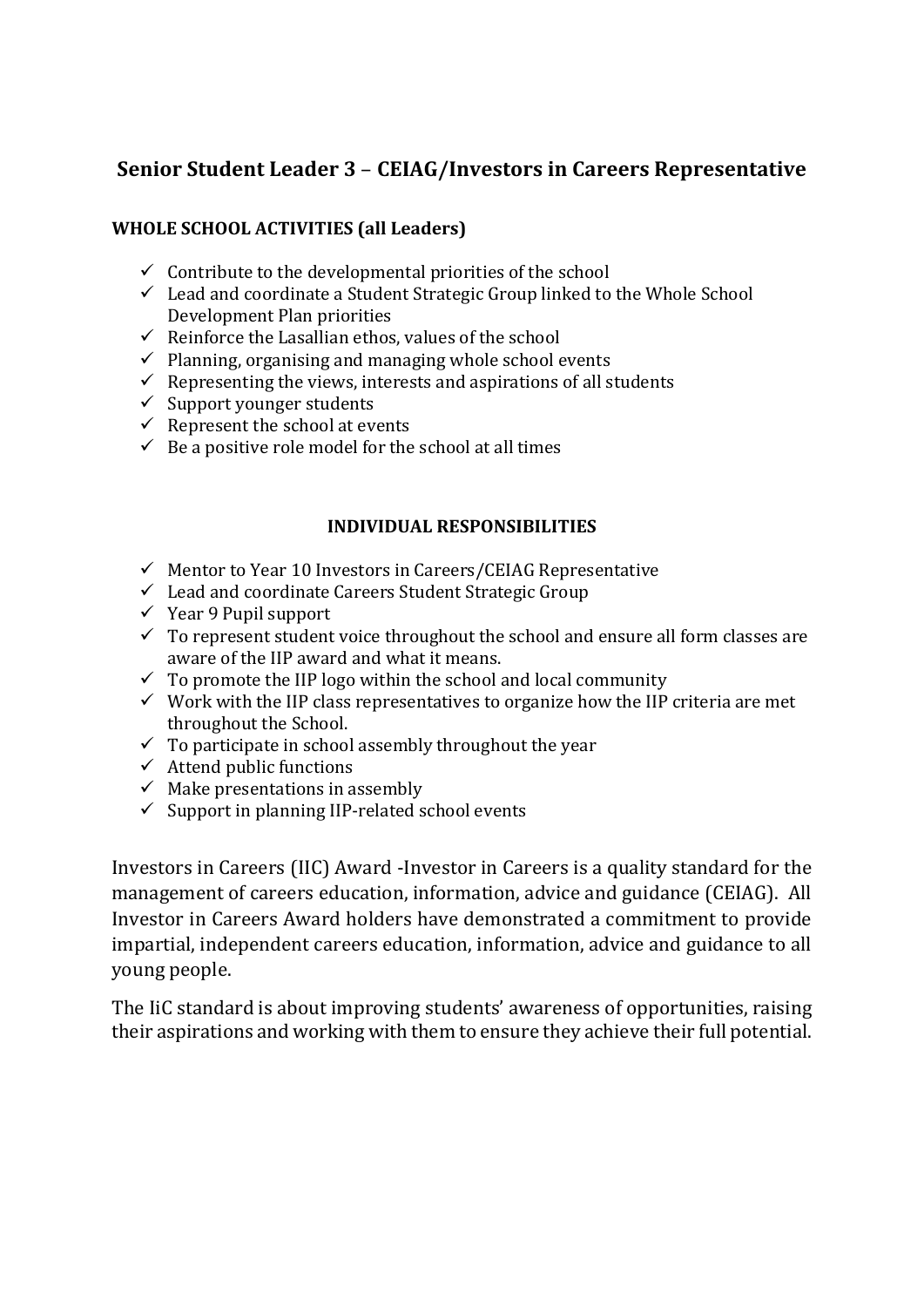## Senior Student Leader 3 – CEIAG/Investors in Careers Representative

**WHOLE SCHOOL ACTIVITIES (all Leaders)**

- ✓ Contribute to the developmental priorities of the school
- ✓ Lead and coordinate a Student Strategic Group linked to the Whole School Development Plan priorities
- ✓ Reinforce the Lasallian ethos, values of the school
- ✓ Planning, organising and managing whole school events
- ✓ Representing the views, interests and aspirations of all students
- ✓ Support younger students
- ✓ Represent the school at events
- ✓ Be a positive role model for the school at all times

**INDIVIDUAL RESPONSIBILITIES**

- ✓ Mentor to Year 10 Investors in Careers/CEIAG Representative
- ✓ Lead and coordinate Careers Student Strategic Group
- ✓ Year 9 Pupil support
- ✓ To represent student voice throughout the school and ensure all form classes are aware of the IIP award and what it means.
- ✓ To promote the IIP logo within the school and local community
- ✓ Work with the IIP class representatives to organize how the IIP criteria are met throughout the School.
- ✓ To participate in school assembly throughout the year
- ✓ Attend public functions
- ✓ Make presentations in assembly
- ✓ Support in planning IIP-related school events

Investors in Careers (IIC) Award -Investor in Careers is a quality standard for the management of careers education, information, advice and guidance (CEIAG). All Investor in Careers Award holders have demonstrated a commitment to provide impartial, independent careers education, information, advice and guidance to all young people.

The IiC standard is about improving students' awareness of opportunities, raising their aspirations and working with them to ensure they achieve their full potential.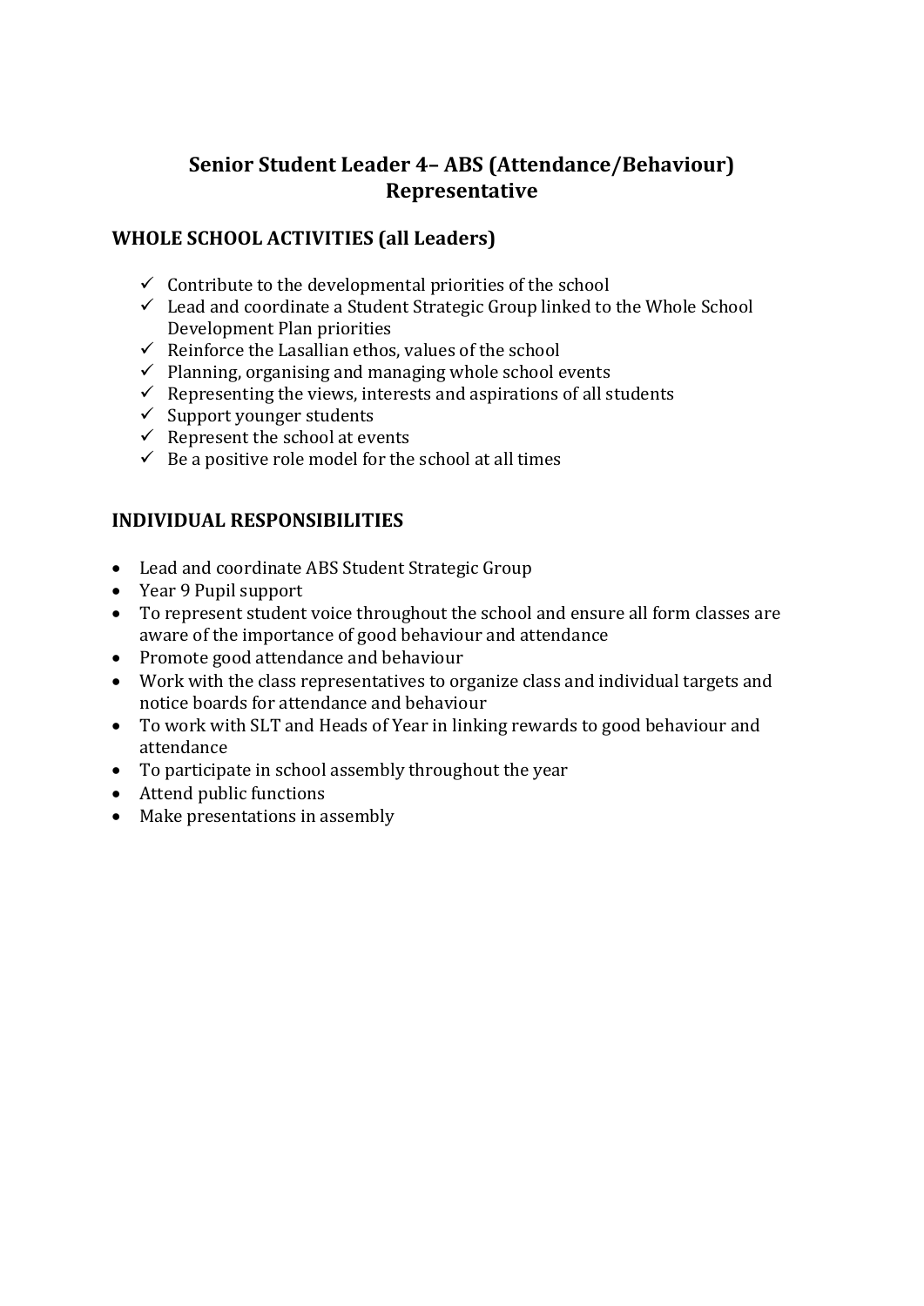# Senior Student Leader 4– ABS (Attendance/Behaviour) Representative

## WHOLE SCHOOL ACTIVITIES (all Leaders)

- ✓ Contribute to the developmental priorities of the school
- ✓ Lead and coordinate a Student Strategic Group linked to the Whole School Development Plan priorities
- ✓ Reinforce the Lasallian ethos, values of the school
- ✓ Planning, organising and managing whole school events
- ✓ Representing the views, interests and aspirations of all students
- ✓ Support younger students
- ✓ Represent the school at events
- ✓ Be a positive role model for the school at all times

## INDIVIDUAL RESPONSIBILITIES

- Lead and coordinate ABS Student Strategic Group
- Year 9 Pupil support
- To represent student voice throughout the school and ensure all form classes are aware of the importance of good behaviour and attendance
- Promote good attendance and behaviour
- Work with the class representatives to organize class and individual targets and notice boards for attendance and behaviour
- To work with SLT and Heads of Year in linking rewards to good behaviour and attendance
- To participate in school assembly throughout the year
- Attend public functions
- Make presentations in assembly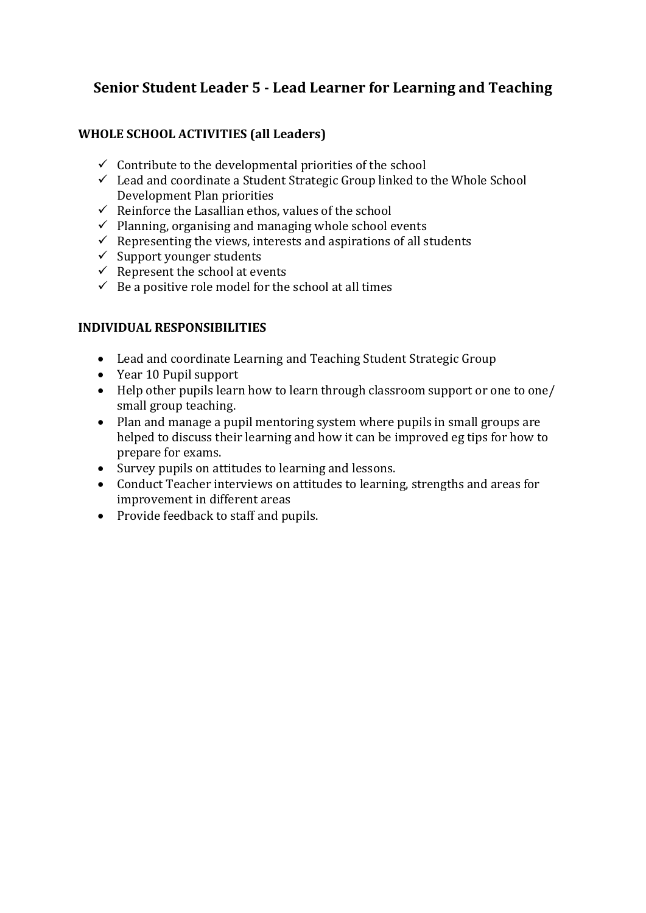# Senior Student Leader 5 - Lead Learner for Learning and Teaching

**WHOLE SCHOOL ACTIVITIES (all Leaders)**

- ✓ Contribute to the developmental priorities of the school
- ✓ Lead and coordinate a Student Strategic Group linked to the Whole School Development Plan priorities
- ✓ Reinforce the Lasallian ethos, values of the school
- ✓ Planning, organising and managing whole school events
- ✓ Representing the views, interests and aspirations of all students
- ✓ Support younger students
- ✓ Represent the school at events
- ✓ Be a positive role model for the school at all times

**INDIVIDUAL RESPONSIBILITIES**

- Lead and coordinate Learning and Teaching Student Strategic Group
- Year 10 Pupil support
- Help other pupils learn how to learn through classroom support or one to one/ small group teaching.
- Plan and manage a pupil mentoring system where pupils in small groups are helped to discuss their learning and how it can be improved eg tips for how to prepare for exams.
- Survey pupils on attitudes to learning and lessons.
- Conduct Teacher interviews on attitudes to learning, strengths and areas for improvement in different areas
- Provide feedback to staff and pupils.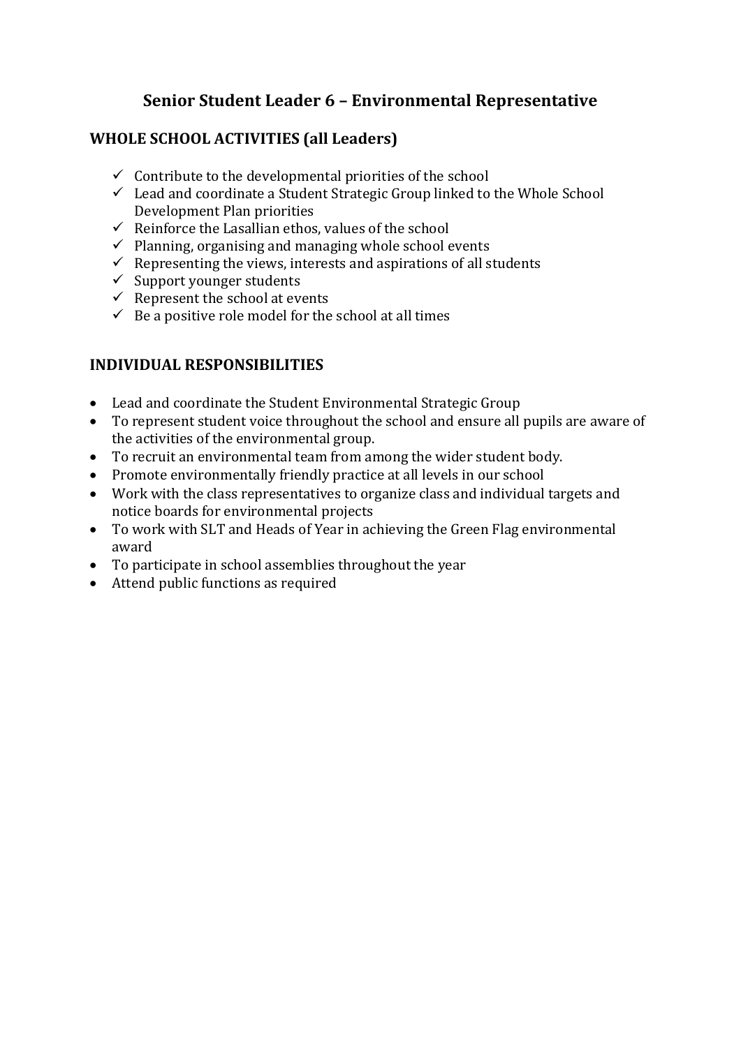# Senior Student Leader 6 – Environmental Representative

## WHOLE SCHOOL ACTIVITIES (all Leaders)

- ✓ Contribute to the developmental priorities of the school
- ✓ Lead and coordinate a Student Strategic Group linked to the Whole School Development Plan priorities
- ✓ Reinforce the Lasallian ethos, values of the school
- ✓ Planning, organising and managing whole school events
- ✓ Representing the views, interests and aspirations of all students
- ✓ Support younger students
- ✓ Represent the school at events
- ✓ Be a positive role model for the school at all times

## INDIVIDUAL RESPONSIBILITIES

- Lead and coordinate the Student Environmental Strategic Group
- To represent student voice throughout the school and ensure all pupils are aware of the activities of the environmental group.
- To recruit an environmental team from among the wider student body.
- Promote environmentally friendly practice at all levels in our school
- Work with the class representatives to organize class and individual targets and notice boards for environmental projects
- To work with SLT and Heads of Year in achieving the Green Flag environmental award
- To participate in school assemblies throughout the year
- Attend public functions as required